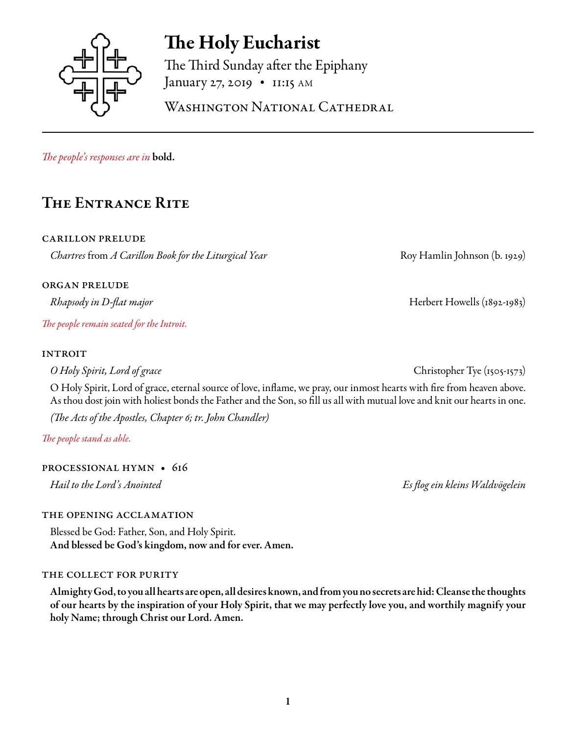# The Holy Eucharist

The Third Sunday after the Epiphany
January 27, 2019 • 11:15 AM

Washington National Cathedral

---

*The people's responses are in* **bold.**

## The Entrance Rite

### CARILLON PRELUDE

*Chartres* from *A Carillon Book for the Liturgical Year* — Roy Hamlin Johnson (b. 1929)

### ORGAN PRELUDE

*Rhapsody in D-flat major* — Herbert Howells (1892-1983)

*The people remain seated for the Introit.*

### INTROIT

*O Holy Spirit, Lord of grace* — Christopher Tye (1505-1573)

O Holy Spirit, Lord of grace, eternal source of love, inflame, we pray, our inmost hearts with fire from heaven above. As thou dost join with holiest bonds the Father and the Son, so fill us all with mutual love and knit our hearts in one.

*(The Acts of the Apostles, Chapter 6; tr. John Chandler)*

*The people stand as able.*

### PROCESSIONAL HYMN • 616

*Hail to the Lord's Anointed* — *Es flog ein kleins Waldvögelein*

### THE OPENING ACCLAMATION

Blessed be God: Father, Son, and Holy Spirit.
**And blessed be God's kingdom, now and for ever. Amen.**

### THE COLLECT FOR PURITY

**Almighty God, to you all hearts are open, all desires known, and from you no secrets are hid: Cleanse the thoughts of our hearts by the inspiration of your Holy Spirit, that we may perfectly love you, and worthily magnify your holy Name; through Christ our Lord. Amen.**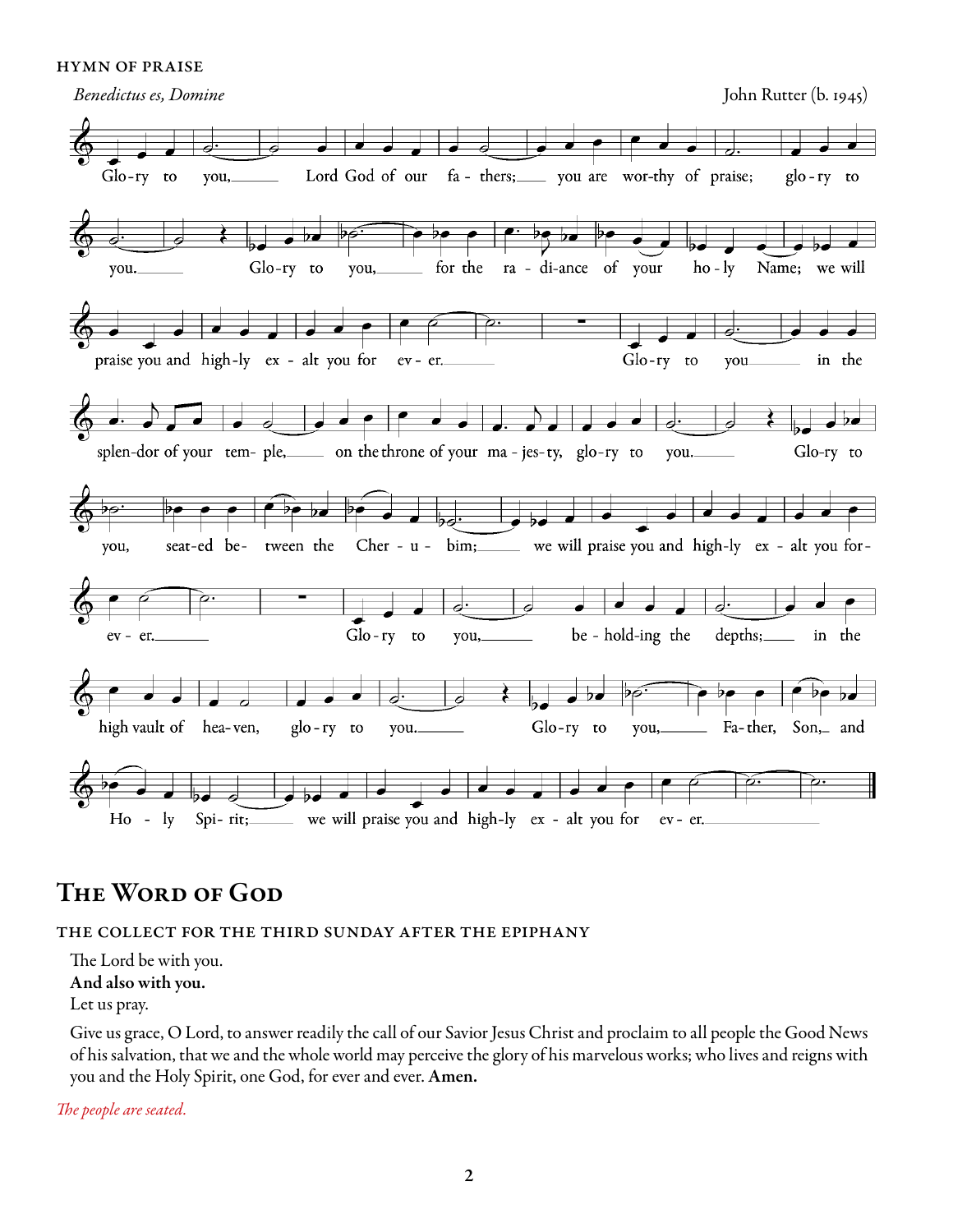HYMN OF PRAISE

*Benedictus es, Domine* — John Rutter (b. 1945)

Glo-ry to you, Lord God of our fa - thers; you are wor-thy of praise; glo - ry to you. Glo-ry to you, for the ra - di-ance of your ho - ly Name; we will praise you and high-ly ex - alt you for ev - er. Glo-ry to you in the splen-dor of your tem- ple, on the throne of your ma - jes-ty, glo-ry to you. Glo-ry to you, seat-ed be- tween the Cher - u - bim; we will praise you and high-ly ex - alt you for- ev - er. Glo-ry to you, be - hold-ing the depths; in the high vault of hea-ven, glo - ry to you. Glo-ry to you, Fa-ther, Son, and Ho - ly Spi- rit; we will praise you and high-ly ex - alt you for ev - er.

# The Word of God

THE COLLECT FOR THE THIRD SUNDAY AFTER THE EPIPHANY

The Lord be with you.
**And also with you.**
Let us pray.

Give us grace, O Lord, to answer readily the call of our Savior Jesus Christ and proclaim to all people the Good News of his salvation, that we and the whole world may perceive the glory of his marvelous works; who lives and reigns with you and the Holy Spirit, one God, for ever and ever. **Amen.**

*The people are seated.*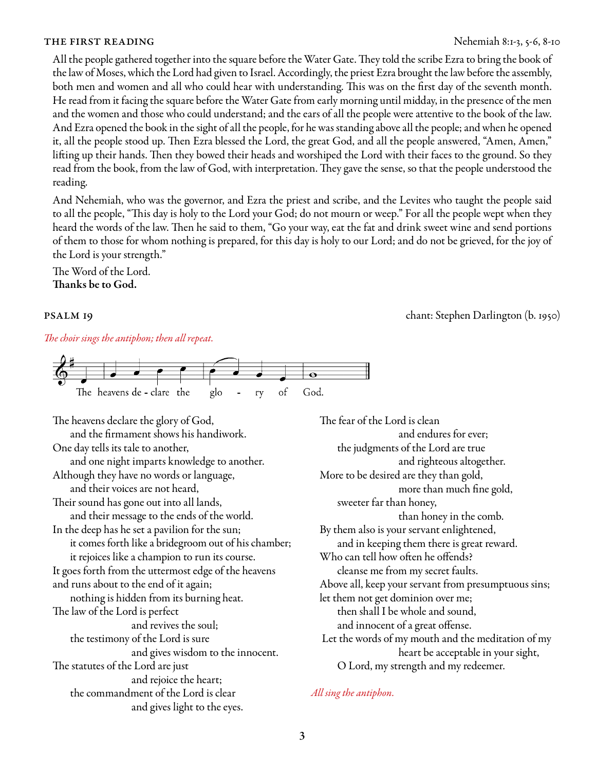## THE FIRST READING

Nehemiah 8:1-3, 5-6, 8-10

All the people gathered together into the square before the Water Gate. They told the scribe Ezra to bring the book of the law of Moses, which the Lord had given to Israel. Accordingly, the priest Ezra brought the law before the assembly, both men and women and all who could hear with understanding. This was on the first day of the seventh month. He read from it facing the square before the Water Gate from early morning until midday, in the presence of the men and the women and those who could understand; and the ears of all the people were attentive to the book of the law. And Ezra opened the book in the sight of all the people, for he was standing above all the people; and when he opened it, all the people stood up. Then Ezra blessed the Lord, the great God, and all the people answered, "Amen, Amen," lifting up their hands. Then they bowed their heads and worshiped the Lord with their faces to the ground. So they read from the book, from the law of God, with interpretation. They gave the sense, so that the people understood the reading.

And Nehemiah, who was the governor, and Ezra the priest and scribe, and the Levites who taught the people said to all the people, "This day is holy to the Lord your God; do not mourn or weep." For all the people wept when they heard the words of the law. Then he said to them, "Go your way, eat the fat and drink sweet wine and send portions of them to those for whom nothing is prepared, for this day is holy to our Lord; and do not be grieved, for the joy of the Lord is your strength."

The Word of the Lord.
**Thanks be to God.**

## PSALM 19

chant: Stephen Darlington (b. 1950)

*The choir sings the antiphon; then all repeat.*

The heavens de - clare the glo - ry of God.

The heavens declare the glory of God,
  and the firmament shows his handiwork.
One day tells its tale to another,
  and one night imparts knowledge to another.
Although they have no words or language,
  and their voices are not heard,
Their sound has gone out into all lands,
  and their message to the ends of the world.
In the deep has he set a pavilion for the sun;
  it comes forth like a bridegroom out of his chamber;
  it rejoices like a champion to run its course.
It goes forth from the uttermost edge of the heavens
and runs about to the end of it again;
  nothing is hidden from its burning heat.
The law of the Lord is perfect
    and revives the soul;
  the testimony of the Lord is sure
    and gives wisdom to the innocent.
The statutes of the Lord are just
    and rejoice the heart;
  the commandment of the Lord is clear
    and gives light to the eyes.
The fear of the Lord is clean
    and endures for ever;
  the judgments of the Lord are true
    and righteous altogether.
More to be desired are they than gold,
    more than much fine gold,
  sweeter far than honey,
    than honey in the comb.
By them also is your servant enlightened,
  and in keeping them there is great reward.
Who can tell how often he offends?
  cleanse me from my secret faults.
Above all, keep your servant from presumptuous sins;
let them not get dominion over me;
  then shall I be whole and sound,
  and innocent of a great offense.
Let the words of my mouth and the meditation of my
    heart be acceptable in your sight,
  O Lord, my strength and my redeemer.

*All sing the antiphon.*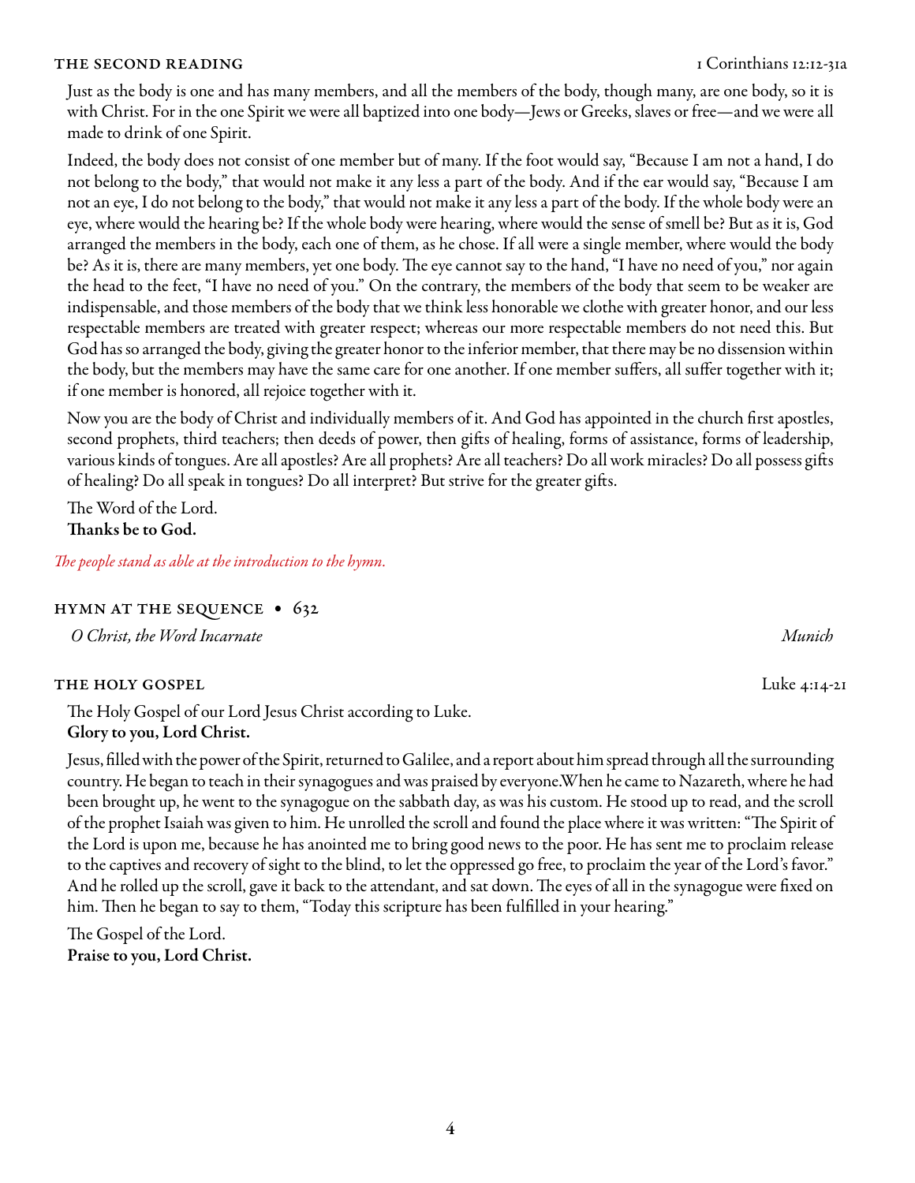## THE SECOND READING 1 Corinthians 12:12-31a

Just as the body is one and has many members, and all the members of the body, though many, are one body, so it is with Christ. For in the one Spirit we were all baptized into one body—Jews or Greeks, slaves or free—and we were all made to drink of one Spirit.

Indeed, the body does not consist of one member but of many. If the foot would say, "Because I am not a hand, I do not belong to the body," that would not make it any less a part of the body. And if the ear would say, "Because I am not an eye, I do not belong to the body," that would not make it any less a part of the body. If the whole body were an eye, where would the hearing be? If the whole body were hearing, where would the sense of smell be? But as it is, God arranged the members in the body, each one of them, as he chose. If all were a single member, where would the body be? As it is, there are many members, yet one body. The eye cannot say to the hand, "I have no need of you," nor again the head to the feet, "I have no need of you." On the contrary, the members of the body that seem to be weaker are indispensable, and those members of the body that we think less honorable we clothe with greater honor, and our less respectable members are treated with greater respect; whereas our more respectable members do not need this. But God has so arranged the body, giving the greater honor to the inferior member, that there may be no dissension within the body, but the members may have the same care for one another. If one member suffers, all suffer together with it; if one member is honored, all rejoice together with it.

Now you are the body of Christ and individually members of it. And God has appointed in the church first apostles, second prophets, third teachers; then deeds of power, then gifts of healing, forms of assistance, forms of leadership, various kinds of tongues. Are all apostles? Are all prophets? Are all teachers? Do all work miracles? Do all possess gifts of healing? Do all speak in tongues? Do all interpret? But strive for the greater gifts.

The Word of the Lord.
**Thanks be to God.**

*The people stand as able at the introduction to the hymn.*

## HYMN AT THE SEQUENCE • 632

*O Christ, the Word Incarnate* *Munich*

## THE HOLY GOSPEL Luke 4:14-21

The Holy Gospel of our Lord Jesus Christ according to Luke.
**Glory to you, Lord Christ.**

Jesus, filled with the power of the Spirit, returned to Galilee, and a report about him spread through all the surrounding country. He began to teach in their synagogues and was praised by everyone.When he came to Nazareth, where he had been brought up, he went to the synagogue on the sabbath day, as was his custom. He stood up to read, and the scroll of the prophet Isaiah was given to him. He unrolled the scroll and found the place where it was written: "The Spirit of the Lord is upon me, because he has anointed me to bring good news to the poor. He has sent me to proclaim release to the captives and recovery of sight to the blind, to let the oppressed go free, to proclaim the year of the Lord's favor." And he rolled up the scroll, gave it back to the attendant, and sat down. The eyes of all in the synagogue were fixed on him. Then he began to say to them, "Today this scripture has been fulfilled in your hearing."

The Gospel of the Lord.
**Praise to you, Lord Christ.**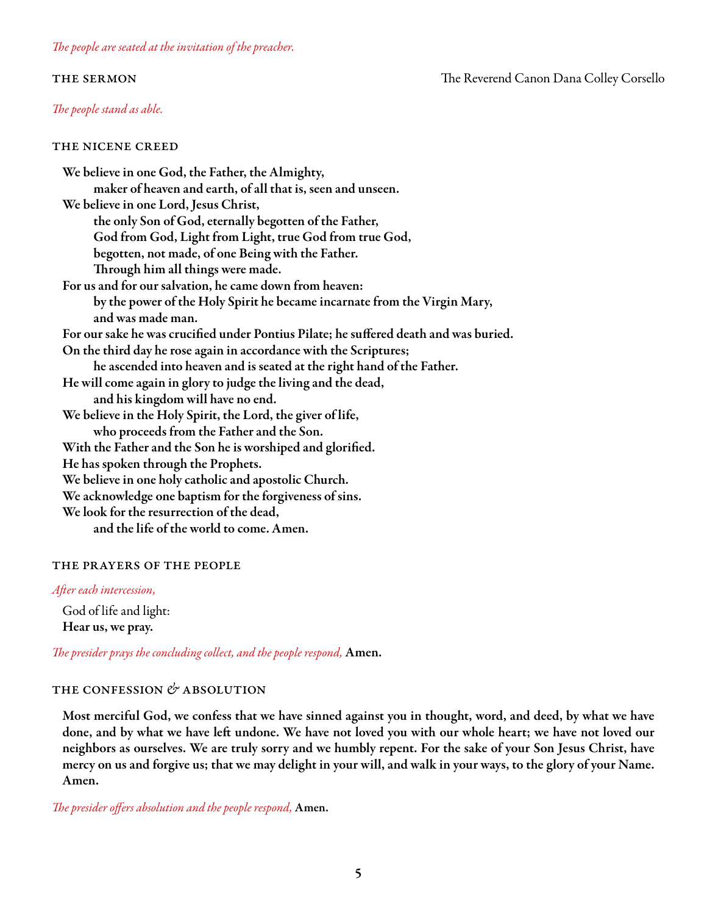*The people are seated at the invitation of the preacher.*

## THE SERMON

The Reverend Canon Dana Colley Corsello

*The people stand as able.*

## THE NICENE CREED

**We believe in one God, the Father, the Almighty,**
**maker of heaven and earth, of all that is, seen and unseen.**
**We believe in one Lord, Jesus Christ,**
**the only Son of God, eternally begotten of the Father,**
**God from God, Light from Light, true God from true God,**
**begotten, not made, of one Being with the Father.**
**Through him all things were made.**
**For us and for our salvation, he came down from heaven:**
**by the power of the Holy Spirit he became incarnate from the Virgin Mary,**
**and was made man.**
**For our sake he was crucified under Pontius Pilate; he suffered death and was buried.**
**On the third day he rose again in accordance with the Scriptures;**
**he ascended into heaven and is seated at the right hand of the Father.**
**He will come again in glory to judge the living and the dead,**
**and his kingdom will have no end.**
**We believe in the Holy Spirit, the Lord, the giver of life,**
**who proceeds from the Father and the Son.**
**With the Father and the Son he is worshiped and glorified.**
**He has spoken through the Prophets.**
**We believe in one holy catholic and apostolic Church.**
**We acknowledge one baptism for the forgiveness of sins.**
**We look for the resurrection of the dead,**
**and the life of the world to come. Amen.**

## THE PRAYERS OF THE PEOPLE

*After each intercession,*

God of life and light:
**Hear us, we pray.**

*The presider prays the concluding collect, and the people respond,* **Amen.**

## THE CONFESSION & ABSOLUTION

**Most merciful God, we confess that we have sinned against you in thought, word, and deed, by what we have done, and by what we have left undone. We have not loved you with our whole heart; we have not loved our neighbors as ourselves. We are truly sorry and we humbly repent. For the sake of your Son Jesus Christ, have mercy on us and forgive us; that we may delight in your will, and walk in your ways, to the glory of your Name. Amen.**

*The presider offers absolution and the people respond,* **Amen.**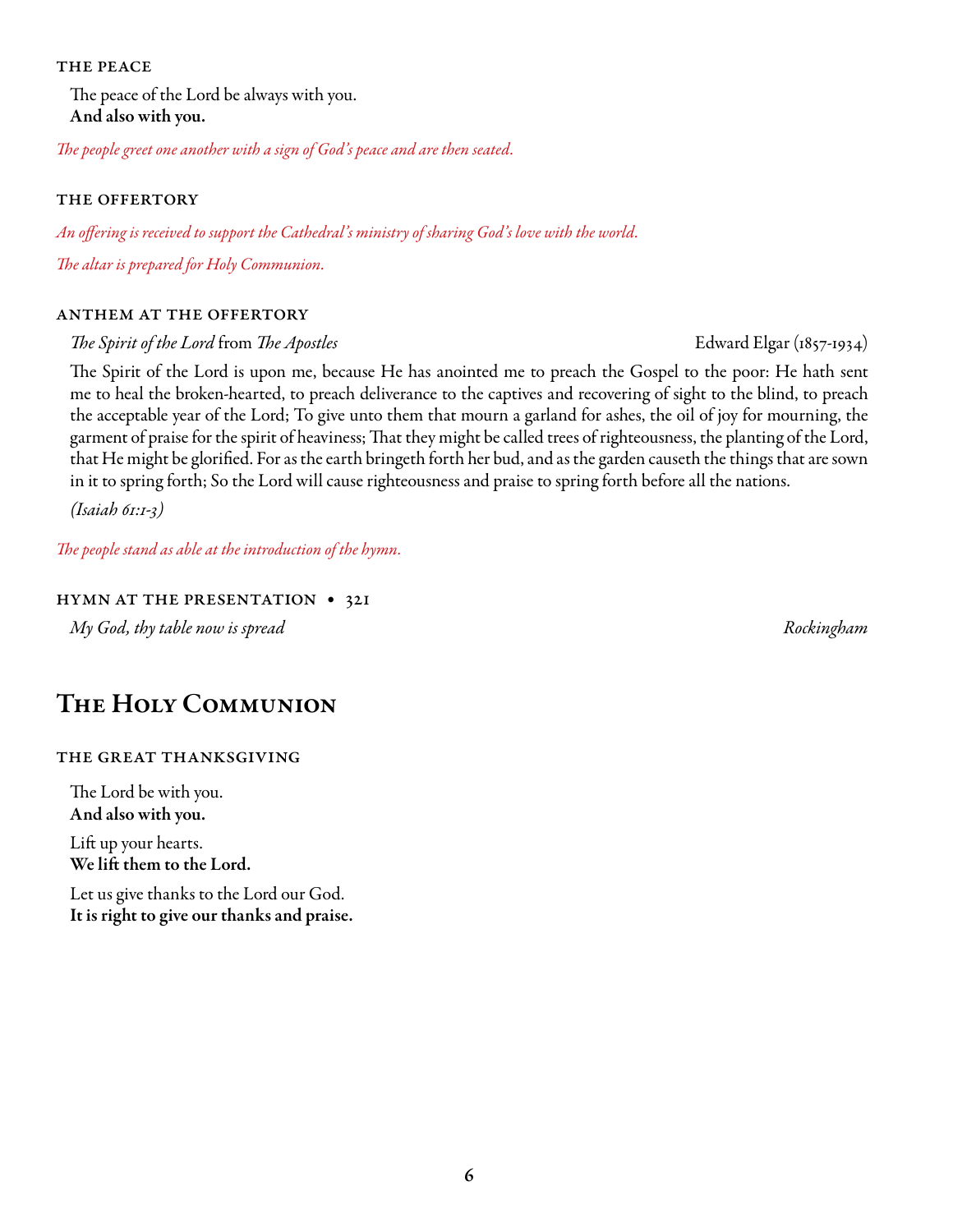### THE PEACE

The peace of the Lord be always with you.
**And also with you.**

*The people greet one another with a sign of God's peace and are then seated.*

### THE OFFERTORY

*An offering is received to support the Cathedral's ministry of sharing God's love with the world.*

*The altar is prepared for Holy Communion.*

### ANTHEM AT THE OFFERTORY

*The Spirit of the Lord* from *The Apostles* — Edward Elgar (1857-1934)

The Spirit of the Lord is upon me, because He has anointed me to preach the Gospel to the poor: He hath sent me to heal the broken-hearted, to preach deliverance to the captives and recovering of sight to the blind, to preach the acceptable year of the Lord; To give unto them that mourn a garland for ashes, the oil of joy for mourning, the garment of praise for the spirit of heaviness; That they might be called trees of righteousness, the planting of the Lord, that He might be glorified. For as the earth bringeth forth her bud, and as the garden causeth the things that are sown in it to spring forth; So the Lord will cause righteousness and praise to spring forth before all the nations.

*(Isaiah 61:1-3)*

*The people stand as able at the introduction of the hymn.*

### HYMN AT THE PRESENTATION • 321

*My God, thy table now is spread* — *Rockingham*

## The Holy Communion

### THE GREAT THANKSGIVING

The Lord be with you.
**And also with you.**

Lift up your hearts.
**We lift them to the Lord.**

Let us give thanks to the Lord our God.
**It is right to give our thanks and praise.**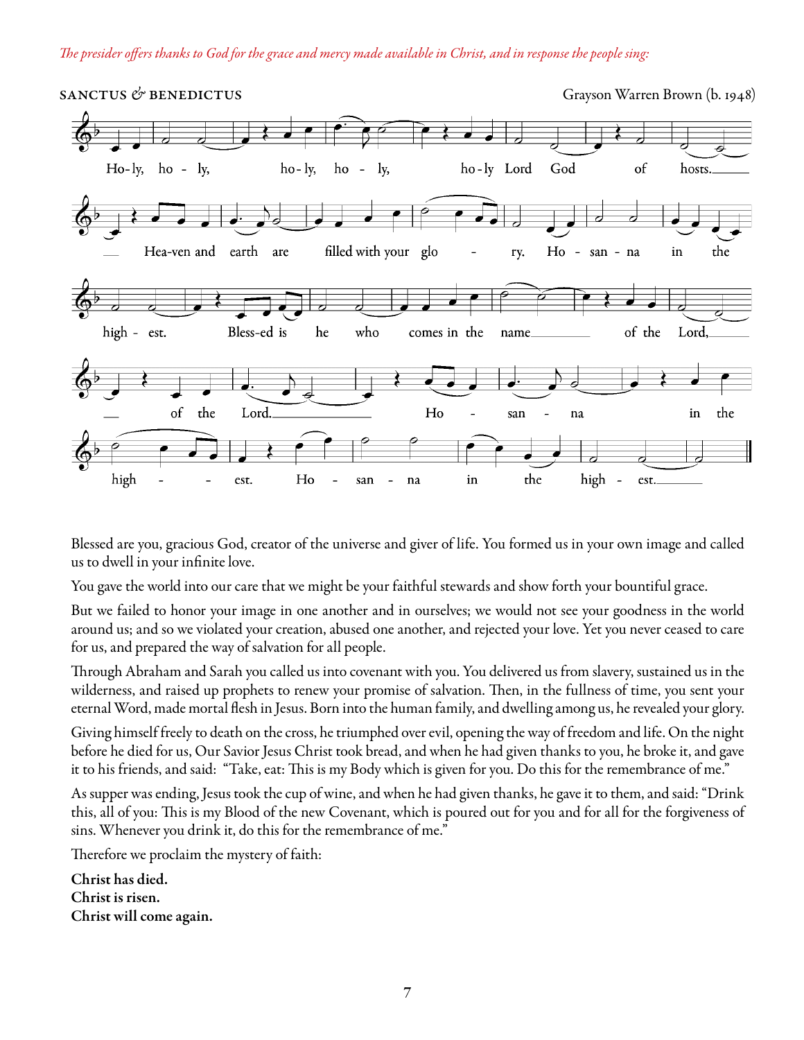*The presider offers thanks to God for the grace and mercy made available in Christ, and in response the people sing:*

SANCTUS & BENEDICTUS — Grayson Warren Brown (b. 1948)

Ho-ly, ho - ly, ho-ly, ho - ly, ho-ly Lord God of hosts.

Hea-ven and earth are filled with your glo - ry. Ho - san - na in the high - est.

Bless-ed is he who comes in the name of the Lord, of the Lord.

Ho - san - na in the high - est. Ho - san - na in the high - est.

Blessed are you, gracious God, creator of the universe and giver of life. You formed us in your own image and called us to dwell in your infinite love.

You gave the world into our care that we might be your faithful stewards and show forth your bountiful grace.

But we failed to honor your image in one another and in ourselves; we would not see your goodness in the world around us; and so we violated your creation, abused one another, and rejected your love. Yet you never ceased to care for us, and prepared the way of salvation for all people.

Through Abraham and Sarah you called us into covenant with you. You delivered us from slavery, sustained us in the wilderness, and raised up prophets to renew your promise of salvation. Then, in the fullness of time, you sent your eternal Word, made mortal flesh in Jesus. Born into the human family, and dwelling among us, he revealed your glory.

Giving himself freely to death on the cross, he triumphed over evil, opening the way of freedom and life. On the night before he died for us, Our Savior Jesus Christ took bread, and when he had given thanks to you, he broke it, and gave it to his friends, and said: "Take, eat: This is my Body which is given for you. Do this for the remembrance of me."

As supper was ending, Jesus took the cup of wine, and when he had given thanks, he gave it to them, and said: "Drink this, all of you: This is my Blood of the new Covenant, which is poured out for you and for all for the forgiveness of sins. Whenever you drink it, do this for the remembrance of me."

Therefore we proclaim the mystery of faith:

**Christ has died.**
**Christ is risen.**
**Christ will come again.**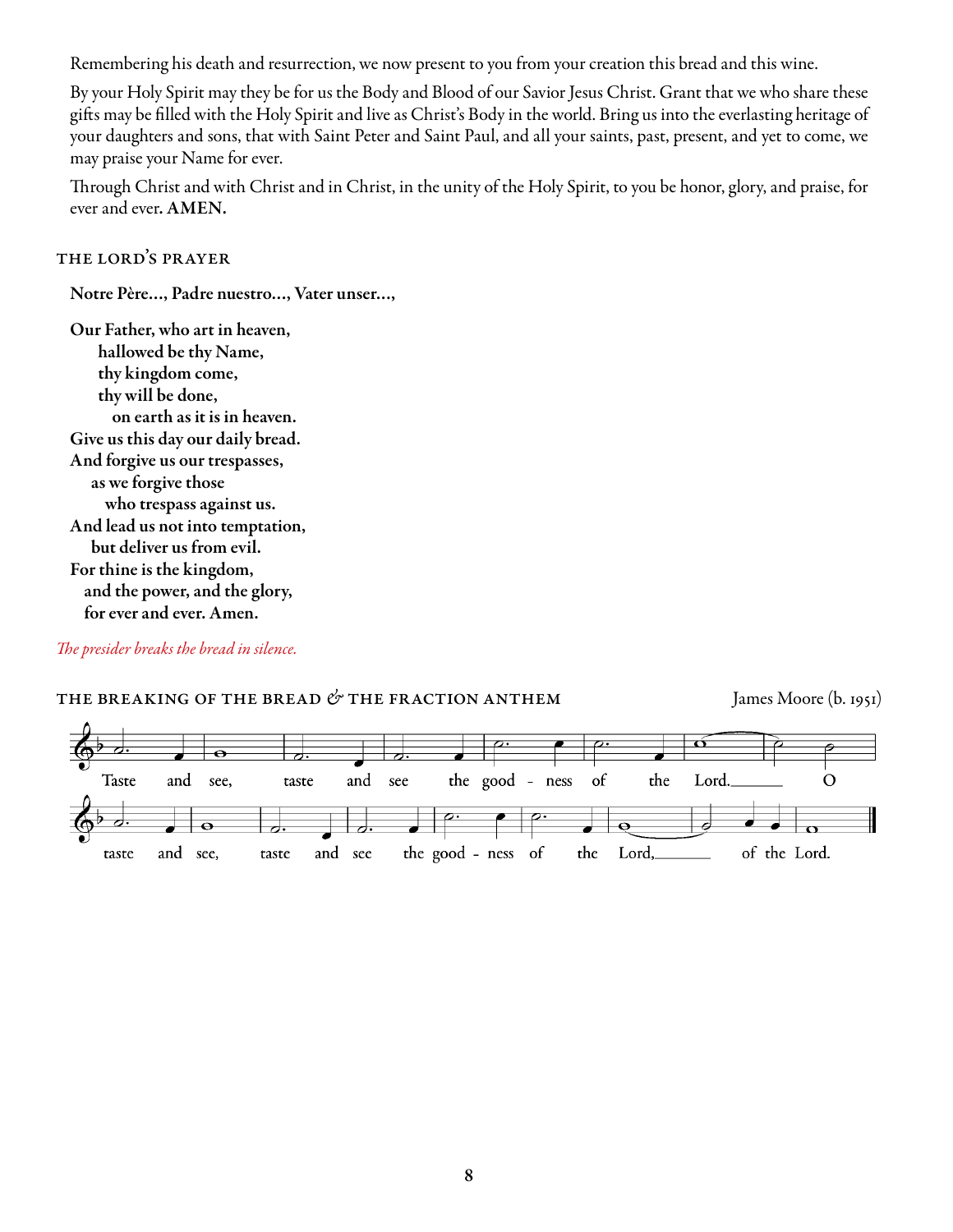Remembering his death and resurrection, we now present to you from your creation this bread and this wine.

By your Holy Spirit may they be for us the Body and Blood of our Savior Jesus Christ. Grant that we who share these gifts may be filled with the Holy Spirit and live as Christ's Body in the world. Bring us into the everlasting heritage of your daughters and sons, that with Saint Peter and Saint Paul, and all your saints, past, present, and yet to come, we may praise your Name for ever.

Through Christ and with Christ and in Christ, in the unity of the Holy Spirit, to you be honor, glory, and praise, for ever and ever. **AMEN.**

## THE LORD'S PRAYER

**Notre Père..., Padre nuestro..., Vater unser...,**

**Our Father, who art in heaven,**
**hallowed be thy Name,**
**thy kingdom come,**
**thy will be done,**
**on earth as it is in heaven.**
**Give us this day our daily bread.**
**And forgive us our trespasses,**
**as we forgive those**
**who trespass against us.**
**And lead us not into temptation,**
**but deliver us from evil.**
**For thine is the kingdom,**
**and the power, and the glory,**
**for ever and ever. Amen.**

*The presider breaks the bread in silence.*

## THE BREAKING OF THE BREAD & THE FRACTION ANTHEM

James Moore (b. 1951)

Taste and see, taste and see the good - ness of the Lord. O taste and see, taste and see the good - ness of the Lord, of the Lord.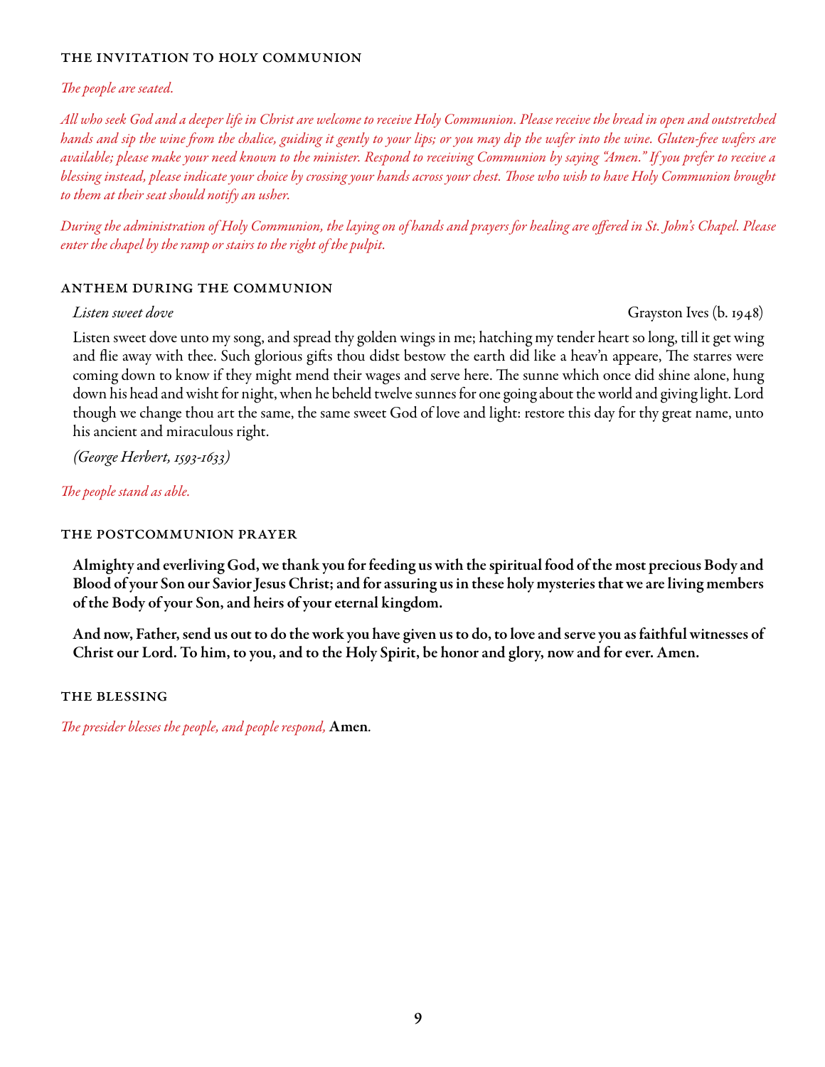## THE INVITATION TO HOLY COMMUNION

*The people are seated.*

*All who seek God and a deeper life in Christ are welcome to receive Holy Communion. Please receive the bread in open and outstretched hands and sip the wine from the chalice, guiding it gently to your lips; or you may dip the wafer into the wine. Gluten-free wafers are available; please make your need known to the minister. Respond to receiving Communion by saying "Amen." If you prefer to receive a blessing instead, please indicate your choice by crossing your hands across your chest. Those who wish to have Holy Communion brought to them at their seat should notify an usher.*

*During the administration of Holy Communion, the laying on of hands and prayers for healing are offered in St. John's Chapel. Please enter the chapel by the ramp or stairs to the right of the pulpit.*

## ANTHEM DURING THE COMMUNION

*Listen sweet dove* — Grayston Ives (b. 1948)

Listen sweet dove unto my song, and spread thy golden wings in me; hatching my tender heart so long, till it get wing and flie away with thee. Such glorious gifts thou didst bestow the earth did like a heav'n appeare, The starres were coming down to know if they might mend their wages and serve here. The sunne which once did shine alone, hung down his head and wisht for night, when he beheld twelve sunnes for one going about the world and giving light. Lord though we change thou art the same, the same sweet God of love and light: restore this day for thy great name, unto his ancient and miraculous right.

*(George Herbert, 1593-1633)*

*The people stand as able.*

## THE POSTCOMMUNION PRAYER

**Almighty and everliving God, we thank you for feeding us with the spiritual food of the most precious Body and Blood of your Son our Savior Jesus Christ; and for assuring us in these holy mysteries that we are living members of the Body of your Son, and heirs of your eternal kingdom.**

**And now, Father, send us out to do the work you have given us to do, to love and serve you as faithful witnesses of Christ our Lord. To him, to you, and to the Holy Spirit, be honor and glory, now and for ever. Amen.**

## THE BLESSING

*The presider blesses the people, and people respond,* **Amen.**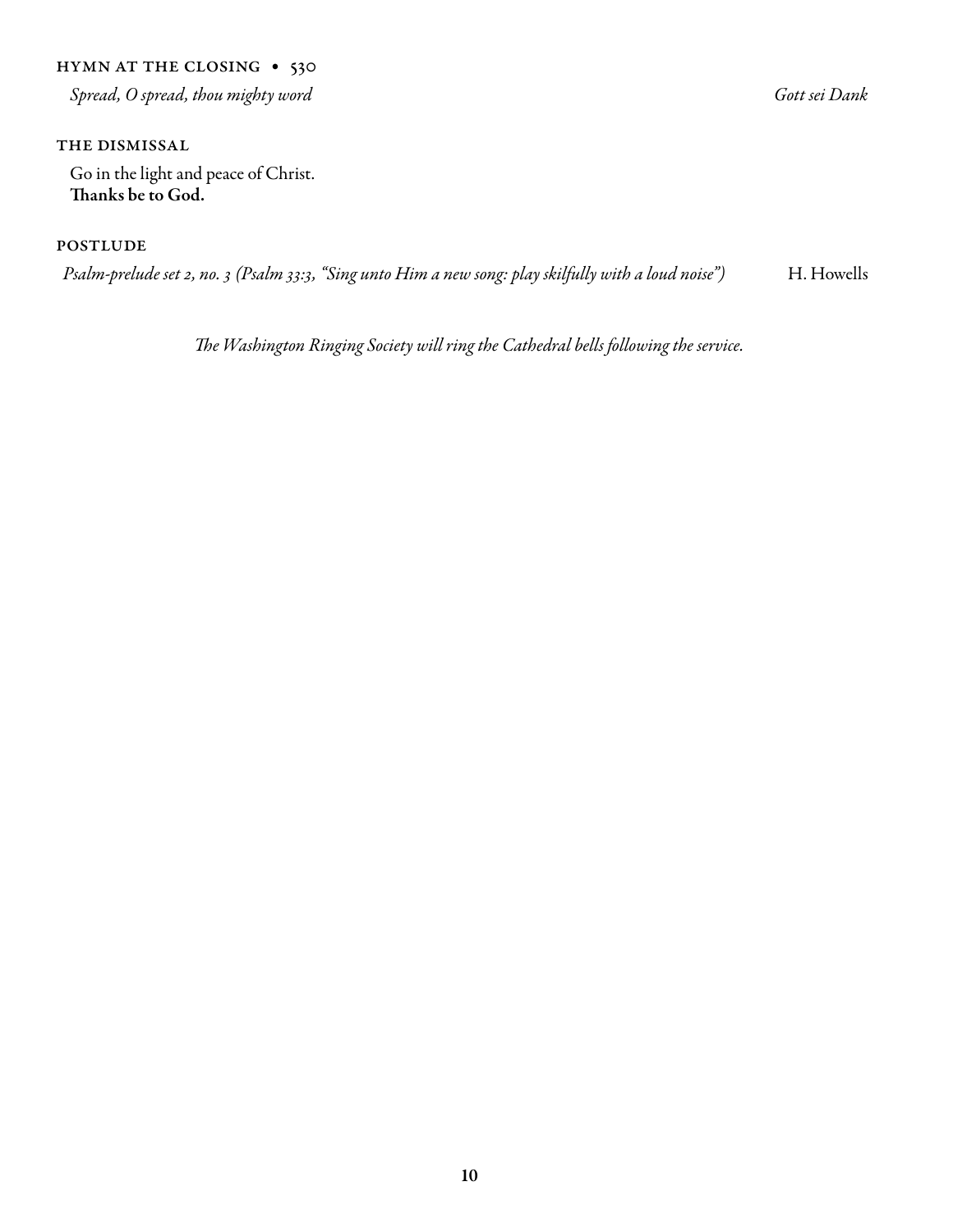### HYMN AT THE CLOSING • 530

*Spread, O spread, thou mighty word* *Gott sei Dank*

### THE DISMISSAL

Go in the light and peace of Christ.
**Thanks be to God.**

### POSTLUDE

*Psalm-prelude set 2, no. 3 (Psalm 33:3, "Sing unto Him a new song: play skilfully with a loud noise")* H. Howells

*The Washington Ringing Society will ring the Cathedral bells following the service.*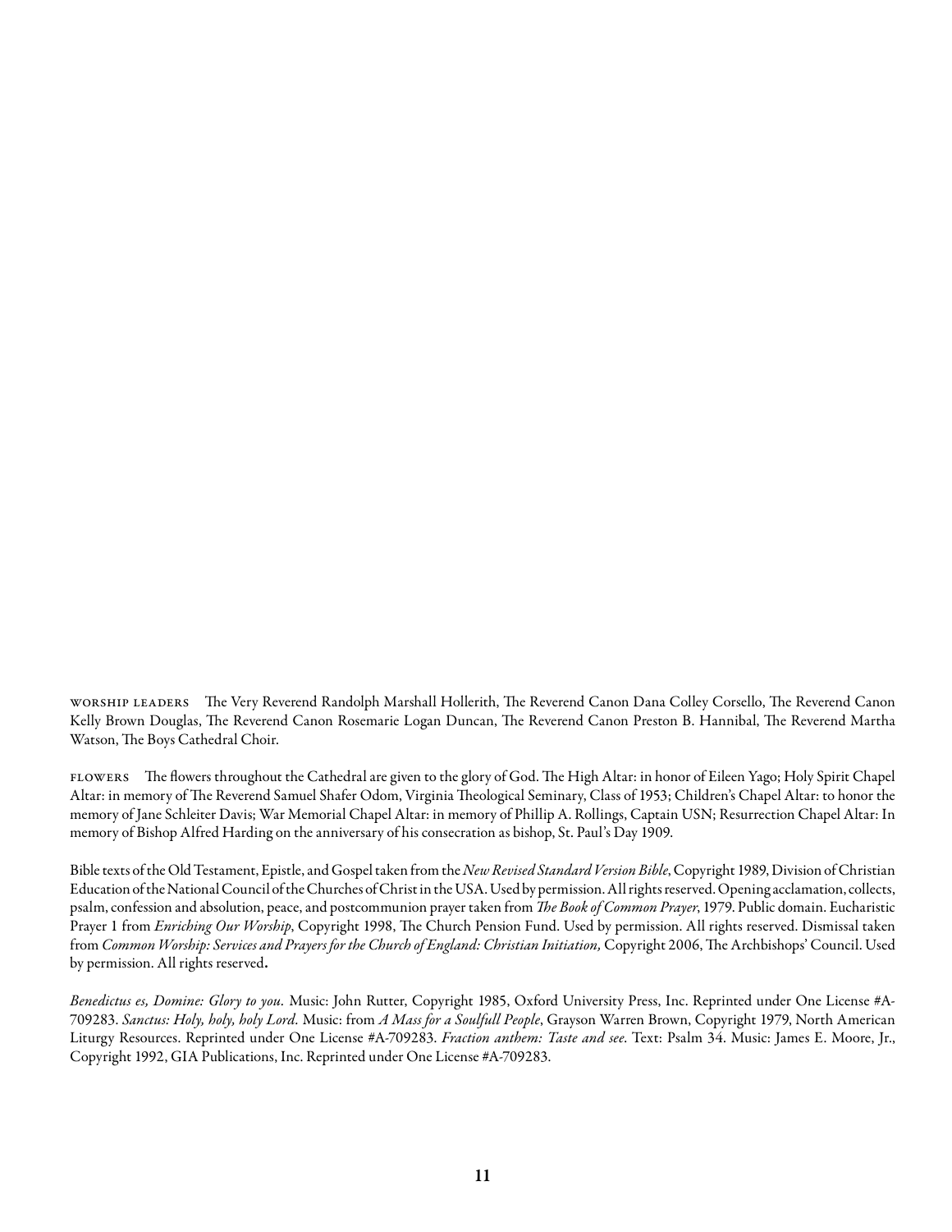WORSHIP LEADERS The Very Reverend Randolph Marshall Hollerith, The Reverend Canon Dana Colley Corsello, The Reverend Canon Kelly Brown Douglas, The Reverend Canon Rosemarie Logan Duncan, The Reverend Canon Preston B. Hannibal, The Reverend Martha Watson, The Boys Cathedral Choir.

FLOWERS The flowers throughout the Cathedral are given to the glory of God. The High Altar: in honor of Eileen Yago; Holy Spirit Chapel Altar: in memory of The Reverend Samuel Shafer Odom, Virginia Theological Seminary, Class of 1953; Children's Chapel Altar: to honor the memory of Jane Schleiter Davis; War Memorial Chapel Altar: in memory of Phillip A. Rollings, Captain USN; Resurrection Chapel Altar: In memory of Bishop Alfred Harding on the anniversary of his consecration as bishop, St. Paul's Day 1909.

Bible texts of the Old Testament, Epistle, and Gospel taken from the *New Revised Standard Version Bible*, Copyright 1989, Division of Christian Education of the National Council of the Churches of Christ in the USA. Used by permission. All rights reserved. Opening acclamation, collects, psalm, confession and absolution, peace, and postcommunion prayer taken from *The Book of Common Prayer*, 1979. Public domain. Eucharistic Prayer 1 from *Enriching Our Worship*, Copyright 1998, The Church Pension Fund. Used by permission. All rights reserved. Dismissal taken from *Common Worship: Services and Prayers for the Church of England: Christian Initiation,* Copyright 2006, The Archbishops' Council. Used by permission. All rights reserved**.**

*Benedictus es, Domine: Glory to you.* Music: John Rutter, Copyright 1985, Oxford University Press, Inc. Reprinted under One License #A-709283. *Sanctus: Holy, holy, holy Lord*. Music: from *A Mass for a Soulfull People*, Grayson Warren Brown, Copyright 1979, North American Liturgy Resources. Reprinted under One License #A-709283. *Fraction anthem: Taste and see*. Text: Psalm 34. Music: James E. Moore, Jr., Copyright 1992, GIA Publications, Inc. Reprinted under One License #A-709283.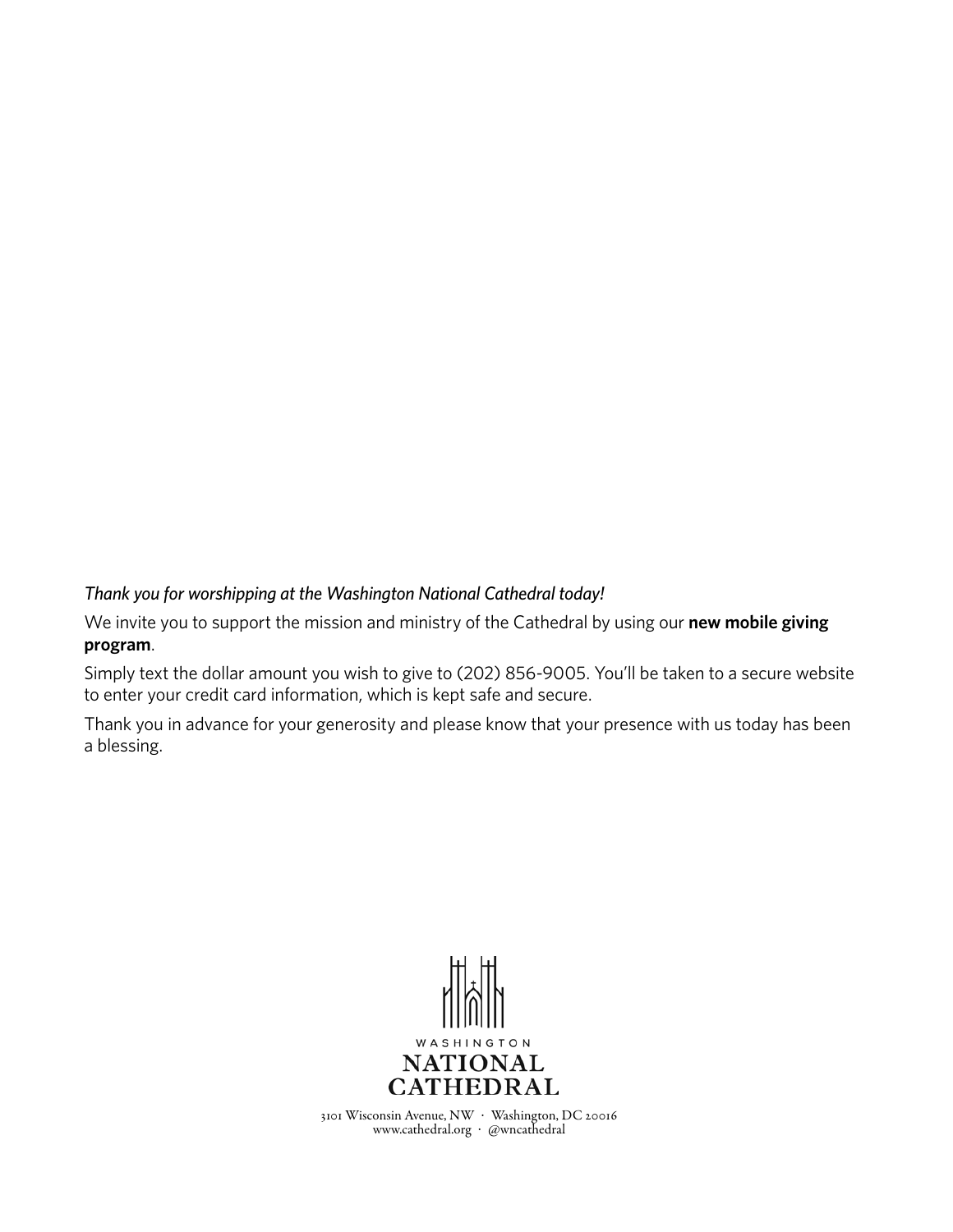*Thank you for worshipping at the Washington National Cathedral today!*

We invite you to support the mission and ministry of the Cathedral by using our **new mobile giving program**.

Simply text the dollar amount you wish to give to (202) 856-9005. You'll be taken to a secure website to enter your credit card information, which is kept safe and secure.

Thank you in advance for your generosity and please know that your presence with us today has been a blessing.

WASHINGTON
NATIONAL
CATHEDRAL

3101 Wisconsin Avenue, NW · Washington, DC 20016
www.cathedral.org · @wncathedral